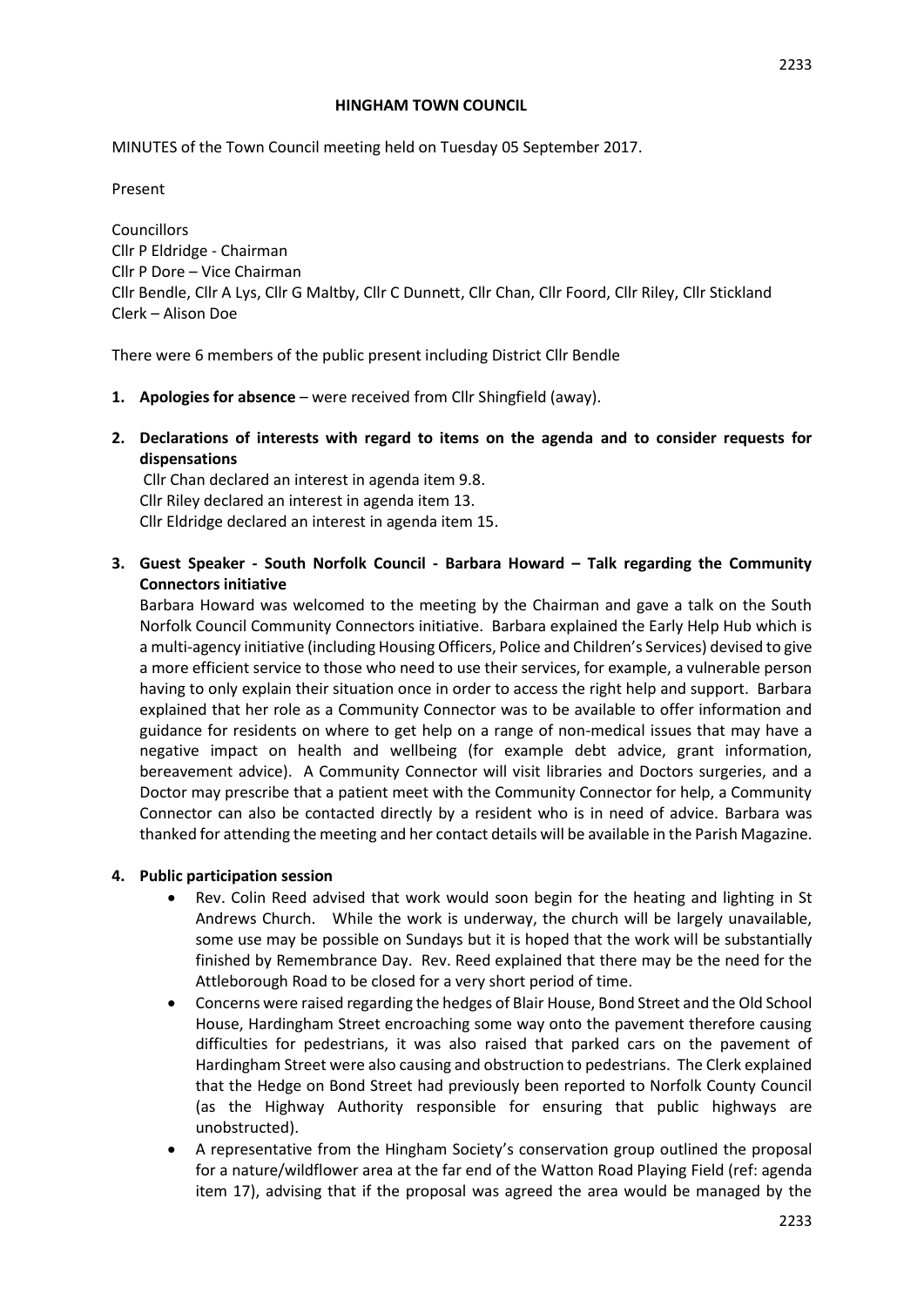**HINGHAM TOWN COUNCIL**

MINUTES of the Town Council meeting held on Tuesday 05 September 2017.

Present

Councillors
Cllr P Eldridge - Chairman
Cllr P Dore – Vice Chairman
Cllr Bendle, Cllr A Lys, Cllr G Maltby, Cllr C Dunnett, Cllr Chan, Cllr Foord, Cllr Riley, Cllr Stickland
Clerk – Alison Doe

There were 6 members of the public present including District Cllr Bendle

1. **Apologies for absence** – were received from Cllr Shingfield (away).

2. **Declarations of interests with regard to items on the agenda and to consider requests for dispensations**
   Cllr Chan declared an interest in agenda item 9.8.
   Cllr Riley declared an interest in agenda item 13.
   Cllr Eldridge declared an interest in agenda item 15.

3. **Guest Speaker - South Norfolk Council - Barbara Howard – Talk regarding the Community Connectors initiative**
   Barbara Howard was welcomed to the meeting by the Chairman and gave a talk on the South Norfolk Council Community Connectors initiative. Barbara explained the Early Help Hub which is a multi-agency initiative (including Housing Officers, Police and Children's Services) devised to give a more efficient service to those who need to use their services, for example, a vulnerable person having to only explain their situation once in order to access the right help and support. Barbara explained that her role as a Community Connector was to be available to offer information and guidance for residents on where to get help on a range of non-medical issues that may have a negative impact on health and wellbeing (for example debt advice, grant information, bereavement advice). A Community Connector will visit libraries and Doctors surgeries, and a Doctor may prescribe that a patient meet with the Community Connector for help, a Community Connector can also be contacted directly by a resident who is in need of advice. Barbara was thanked for attending the meeting and her contact details will be available in the Parish Magazine.

4. **Public participation session**
   - Rev. Colin Reed advised that work would soon begin for the heating and lighting in St Andrews Church. While the work is underway, the church will be largely unavailable, some use may be possible on Sundays but it is hoped that the work will be substantially finished by Remembrance Day. Rev. Reed explained that there may be the need for the Attleborough Road to be closed for a very short period of time.
   - Concerns were raised regarding the hedges of Blair House, Bond Street and the Old School House, Hardingham Street encroaching some way onto the pavement therefore causing difficulties for pedestrians, it was also raised that parked cars on the pavement of Hardingham Street were also causing and obstruction to pedestrians. The Clerk explained that the Hedge on Bond Street had previously been reported to Norfolk County Council (as the Highway Authority responsible for ensuring that public highways are unobstructed).
   - A representative from the Hingham Society's conservation group outlined the proposal for a nature/wildflower area at the far end of the Watton Road Playing Field (ref: agenda item 17), advising that if the proposal was agreed the area would be managed by the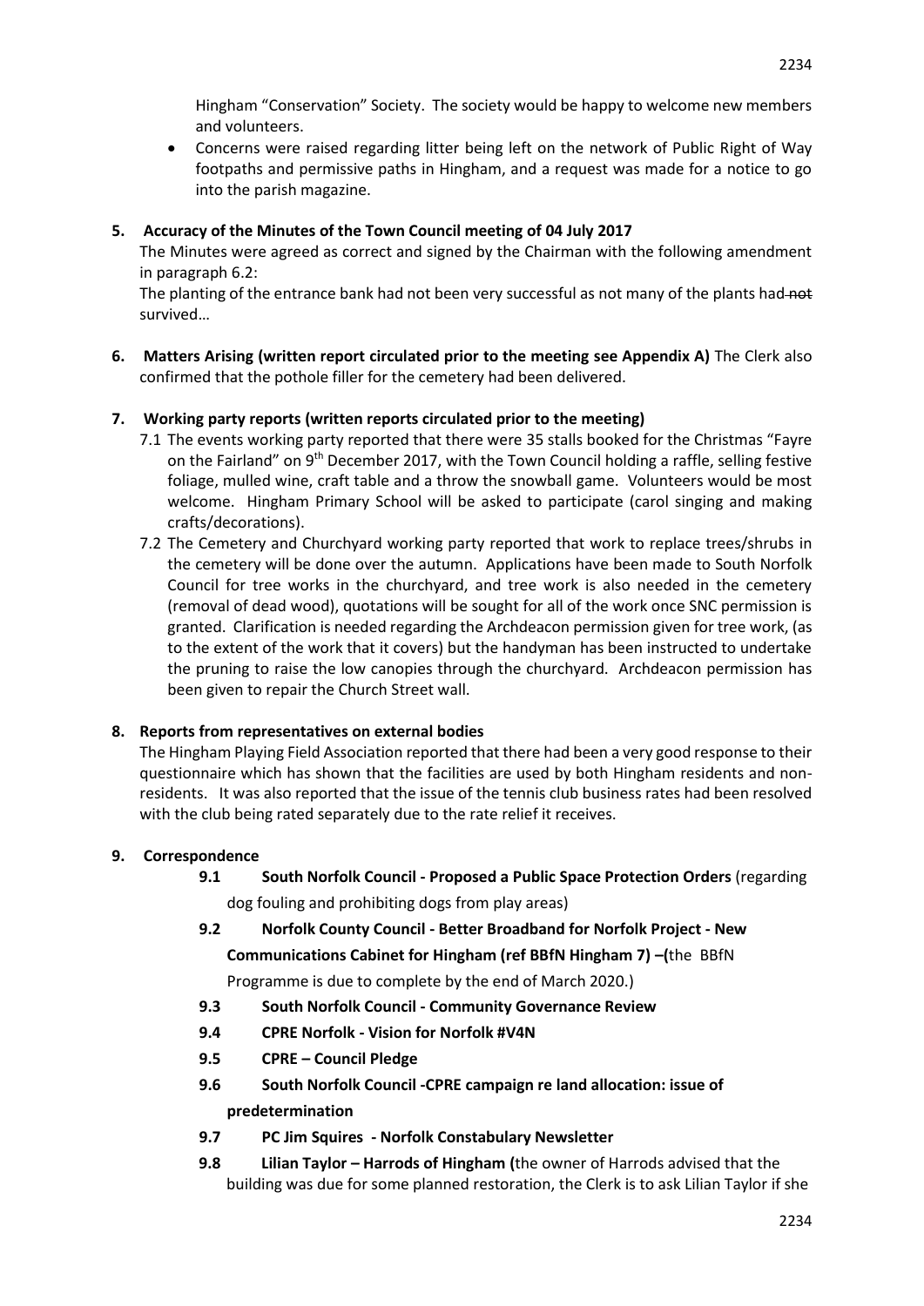Hingham "Conservation" Society. The society would be happy to welcome new members and volunteers.

- Concerns were raised regarding litter being left on the network of Public Right of Way footpaths and permissive paths in Hingham, and a request was made for a notice to go into the parish magazine.

**5. Accuracy of the Minutes of the Town Council meeting of 04 July 2017**

The Minutes were agreed as correct and signed by the Chairman with the following amendment in paragraph 6.2:

The planting of the entrance bank had not been very successful as not many of the plants had ~~not~~ survived…

**6. Matters Arising (written report circulated prior to the meeting see Appendix A)** The Clerk also confirmed that the pothole filler for the cemetery had been delivered.

**7. Working party reports (written reports circulated prior to the meeting)**

7.1 The events working party reported that there were 35 stalls booked for the Christmas "Fayre on the Fairland" on 9th December 2017, with the Town Council holding a raffle, selling festive foliage, mulled wine, craft table and a throw the snowball game. Volunteers would be most welcome. Hingham Primary School will be asked to participate (carol singing and making crafts/decorations).

7.2 The Cemetery and Churchyard working party reported that work to replace trees/shrubs in the cemetery will be done over the autumn. Applications have been made to South Norfolk Council for tree works in the churchyard, and tree work is also needed in the cemetery (removal of dead wood), quotations will be sought for all of the work once SNC permission is granted. Clarification is needed regarding the Archdeacon permission given for tree work, (as to the extent of the work that it covers) but the handyman has been instructed to undertake the pruning to raise the low canopies through the churchyard. Archdeacon permission has been given to repair the Church Street wall.

**8. Reports from representatives on external bodies**

The Hingham Playing Field Association reported that there had been a very good response to their questionnaire which has shown that the facilities are used by both Hingham residents and non-residents. It was also reported that the issue of the tennis club business rates had been resolved with the club being rated separately due to the rate relief it receives.

**9. Correspondence**

**9.1 South Norfolk Council - Proposed a Public Space Protection Orders** (regarding dog fouling and prohibiting dogs from play areas)

**9.2 Norfolk County Council - Better Broadband for Norfolk Project - New Communications Cabinet for Hingham (ref BBfN Hingham 7) –(**the BBfN Programme is due to complete by the end of March 2020.)

**9.3 South Norfolk Council - Community Governance Review**

**9.4 CPRE Norfolk - Vision for Norfolk #V4N**

**9.5 CPRE – Council Pledge**

**9.6 South Norfolk Council -CPRE campaign re land allocation: issue of predetermination**

**9.7 PC Jim Squires - Norfolk Constabulary Newsletter**

**9.8 Lilian Taylor – Harrods of Hingham (**the owner of Harrods advised that the building was due for some planned restoration, the Clerk is to ask Lilian Taylor if she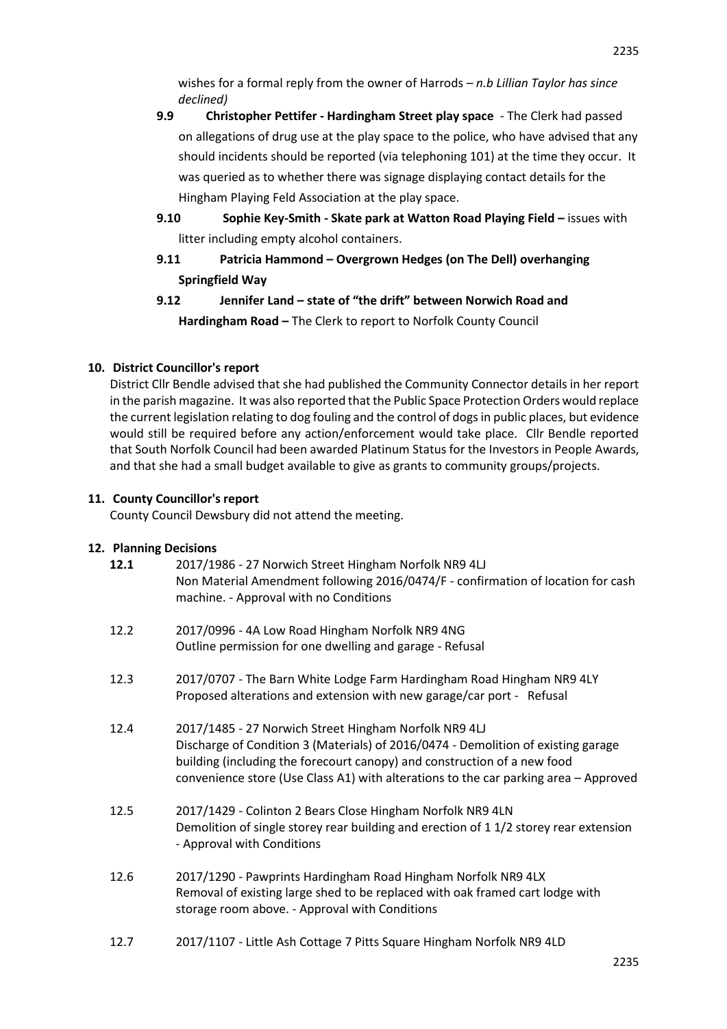wishes for a formal reply from the owner of Harrods – *n.b Lillian Taylor has since declined)*

**9.9 Christopher Pettifer - Hardingham Street play space** - The Clerk had passed on allegations of drug use at the play space to the police, who have advised that any should incidents should be reported (via telephoning 101) at the time they occur. It was queried as to whether there was signage displaying contact details for the Hingham Playing Feld Association at the play space.

**9.10 Sophie Key-Smith - Skate park at Watton Road Playing Field –** issues with litter including empty alcohol containers.

**9.11 Patricia Hammond – Overgrown Hedges (on The Dell) overhanging Springfield Way**

**9.12 Jennifer Land – state of "the drift" between Norwich Road and Hardingham Road –** The Clerk to report to Norfolk County Council

## 10. District Councillor's report

District Cllr Bendle advised that she had published the Community Connector details in her report in the parish magazine. It was also reported that the Public Space Protection Orders would replace the current legislation relating to dog fouling and the control of dogs in public places, but evidence would still be required before any action/enforcement would take place. Cllr Bendle reported that South Norfolk Council had been awarded Platinum Status for the Investors in People Awards, and that she had a small budget available to give as grants to community groups/projects.

## 11. County Councillor's report

County Council Dewsbury did not attend the meeting.

## 12. Planning Decisions

**12.1** 2017/1986 - 27 Norwich Street Hingham Norfolk NR9 4LJ
Non Material Amendment following 2016/0474/F - confirmation of location for cash machine. - Approval with no Conditions

12.2 2017/0996 - 4A Low Road Hingham Norfolk NR9 4NG
Outline permission for one dwelling and garage - Refusal

12.3 2017/0707 - The Barn White Lodge Farm Hardingham Road Hingham NR9 4LY
Proposed alterations and extension with new garage/car port - Refusal

12.4 2017/1485 - 27 Norwich Street Hingham Norfolk NR9 4LJ
Discharge of Condition 3 (Materials) of 2016/0474 - Demolition of existing garage building (including the forecourt canopy) and construction of a new food convenience store (Use Class A1) with alterations to the car parking area – Approved

12.5 2017/1429 - Colinton 2 Bears Close Hingham Norfolk NR9 4LN
Demolition of single storey rear building and erection of 1 1/2 storey rear extension - Approval with Conditions

12.6 2017/1290 - Pawprints Hardingham Road Hingham Norfolk NR9 4LX
Removal of existing large shed to be replaced with oak framed cart lodge with storage room above. - Approval with Conditions

12.7 2017/1107 - Little Ash Cottage 7 Pitts Square Hingham Norfolk NR9 4LD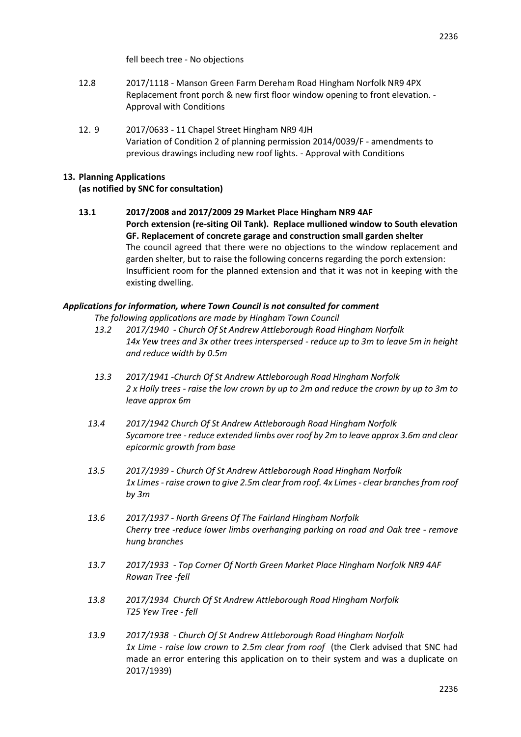fell beech tree - No objections

12.8 2017/1118 - Manson Green Farm Dereham Road Hingham Norfolk NR9 4PX
Replacement front porch & new first floor window opening to front elevation. - Approval with Conditions

12. 9 2017/0633 - 11 Chapel Street Hingham NR9 4JH
Variation of Condition 2 of planning permission 2014/0039/F - amendments to previous drawings including new roof lights. - Approval with Conditions

**13. Planning Applications**
**(as notified by SNC for consultation)**

**13.1 2017/2008 and 2017/2009 29 Market Place Hingham NR9 4AF**
**Porch extension (re-siting Oil Tank). Replace mullioned window to South elevation GF. Replacement of concrete garage and construction small garden shelter**
The council agreed that there were no objections to the window replacement and garden shelter, but to raise the following concerns regarding the porch extension: Insufficient room for the planned extension and that it was not in keeping with the existing dwelling.

***Applications for information, where Town Council is not consulted for comment***

*The following applications are made by Hingham Town Council*

*13.2 2017/1940 - Church Of St Andrew Attleborough Road Hingham Norfolk*
*14x Yew trees and 3x other trees interspersed - reduce up to 3m to leave 5m in height and reduce width by 0.5m*

*13.3 2017/1941 -Church Of St Andrew Attleborough Road Hingham Norfolk*
*2 x Holly trees - raise the low crown by up to 2m and reduce the crown by up to 3m to leave approx 6m*

*13.4 2017/1942 Church Of St Andrew Attleborough Road Hingham Norfolk*
*Sycamore tree - reduce extended limbs over roof by 2m to leave approx 3.6m and clear epicormic growth from base*

*13.5 2017/1939 - Church Of St Andrew Attleborough Road Hingham Norfolk*
*1x Limes - raise crown to give 2.5m clear from roof. 4x Limes - clear branches from roof by 3m*

*13.6 2017/1937 - North Greens Of The Fairland Hingham Norfolk*
*Cherry tree -reduce lower limbs overhanging parking on road and Oak tree - remove hung branches*

*13.7 2017/1933 - Top Corner Of North Green Market Place Hingham Norfolk NR9 4AF*
*Rowan Tree -fell*

*13.8 2017/1934 Church Of St Andrew Attleborough Road Hingham Norfolk*
*T25 Yew Tree - fell*

*13.9 2017/1938 - Church Of St Andrew Attleborough Road Hingham Norfolk*
*1x Lime - raise low crown to 2.5m clear from roof* (the Clerk advised that SNC had made an error entering this application on to their system and was a duplicate on 2017/1939)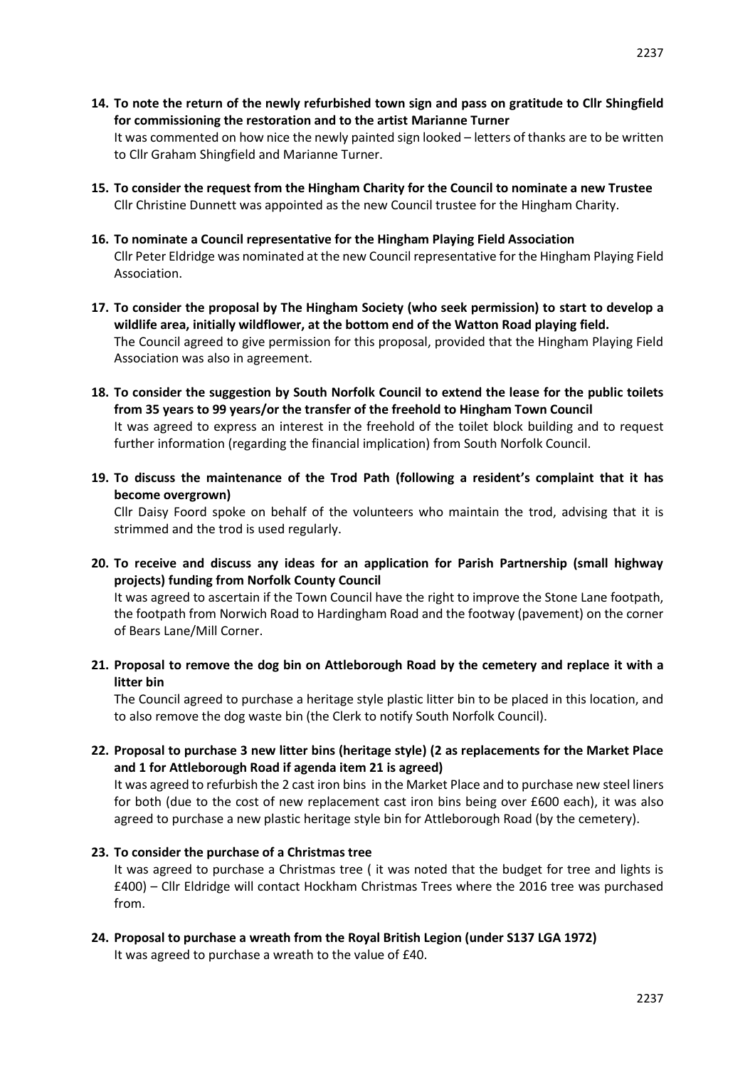**14. To note the return of the newly refurbished town sign and pass on gratitude to Cllr Shingfield for commissioning the restoration and to the artist Marianne Turner**

It was commented on how nice the newly painted sign looked – letters of thanks are to be written to Cllr Graham Shingfield and Marianne Turner.

**15. To consider the request from the Hingham Charity for the Council to nominate a new Trustee**

Cllr Christine Dunnett was appointed as the new Council trustee for the Hingham Charity.

**16. To nominate a Council representative for the Hingham Playing Field Association**

Cllr Peter Eldridge was nominated at the new Council representative for the Hingham Playing Field Association.

**17. To consider the proposal by The Hingham Society (who seek permission) to start to develop a wildlife area, initially wildflower, at the bottom end of the Watton Road playing field.**

The Council agreed to give permission for this proposal, provided that the Hingham Playing Field Association was also in agreement.

**18. To consider the suggestion by South Norfolk Council to extend the lease for the public toilets from 35 years to 99 years/or the transfer of the freehold to Hingham Town Council**

It was agreed to express an interest in the freehold of the toilet block building and to request further information (regarding the financial implication) from South Norfolk Council.

**19. To discuss the maintenance of the Trod Path (following a resident's complaint that it has become overgrown)**

Cllr Daisy Foord spoke on behalf of the volunteers who maintain the trod, advising that it is strimmed and the trod is used regularly.

**20. To receive and discuss any ideas for an application for Parish Partnership (small highway projects) funding from Norfolk County Council**

It was agreed to ascertain if the Town Council have the right to improve the Stone Lane footpath, the footpath from Norwich Road to Hardingham Road and the footway (pavement) on the corner of Bears Lane/Mill Corner.

**21. Proposal to remove the dog bin on Attleborough Road by the cemetery and replace it with a litter bin**

The Council agreed to purchase a heritage style plastic litter bin to be placed in this location, and to also remove the dog waste bin (the Clerk to notify South Norfolk Council).

**22. Proposal to purchase 3 new litter bins (heritage style) (2 as replacements for the Market Place and 1 for Attleborough Road if agenda item 21 is agreed)**

It was agreed to refurbish the 2 cast iron bins in the Market Place and to purchase new steel liners for both (due to the cost of new replacement cast iron bins being over £600 each), it was also agreed to purchase a new plastic heritage style bin for Attleborough Road (by the cemetery).

**23. To consider the purchase of a Christmas tree**

It was agreed to purchase a Christmas tree ( it was noted that the budget for tree and lights is £400) – Cllr Eldridge will contact Hockham Christmas Trees where the 2016 tree was purchased from.

**24. Proposal to purchase a wreath from the Royal British Legion (under S137 LGA 1972)**

It was agreed to purchase a wreath to the value of £40.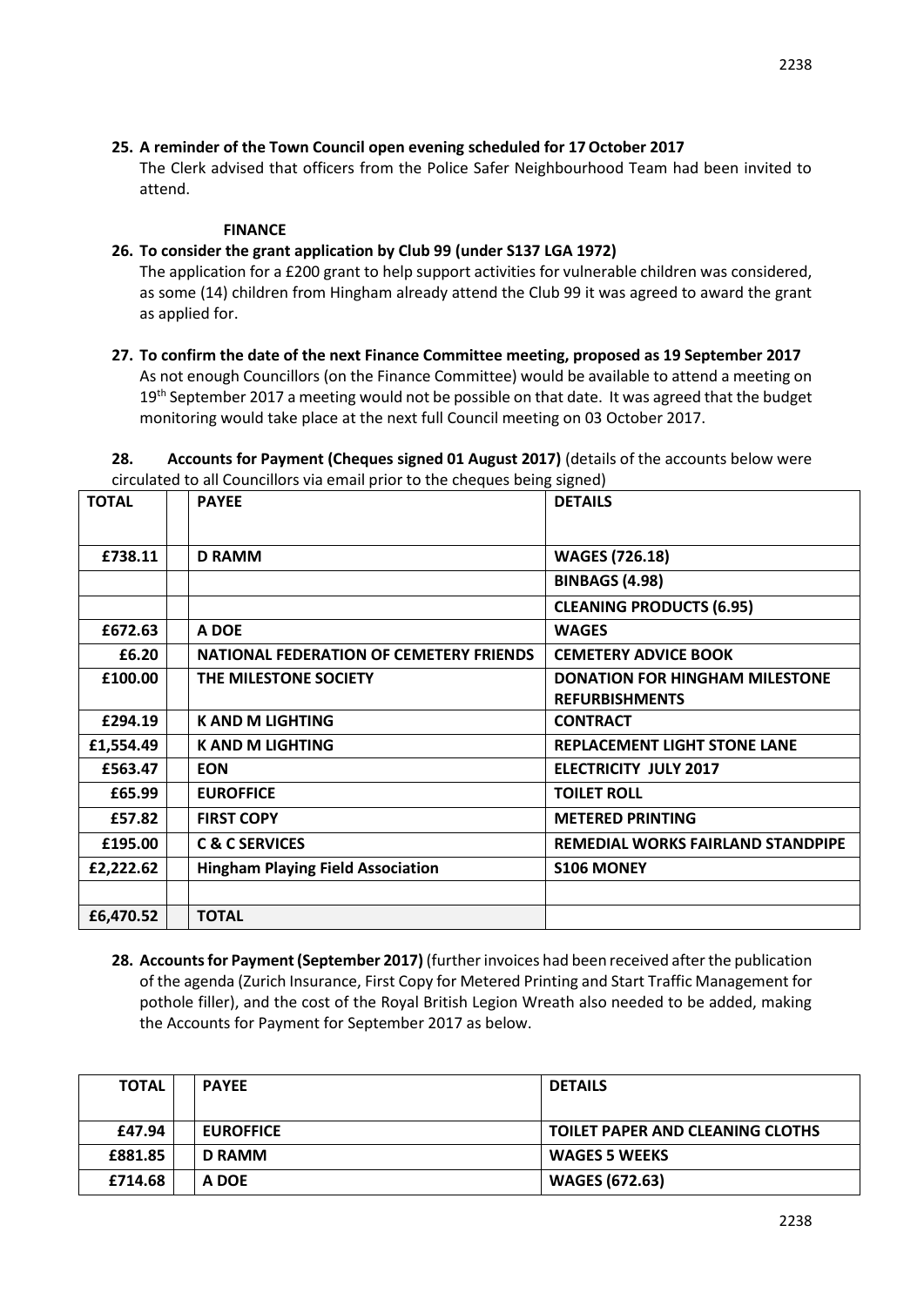**25. A reminder of the Town Council open evening scheduled for 17 October 2017**

The Clerk advised that officers from the Police Safer Neighbourhood Team had been invited to attend.

**FINANCE**

**26. To consider the grant application by Club 99 (under S137 LGA 1972)**

The application for a £200 grant to help support activities for vulnerable children was considered, as some (14) children from Hingham already attend the Club 99 it was agreed to award the grant as applied for.

**27. To confirm the date of the next Finance Committee meeting, proposed as 19 September 2017**

As not enough Councillors (on the Finance Committee) would be available to attend a meeting on 19th September 2017 a meeting would not be possible on that date. It was agreed that the budget monitoring would take place at the next full Council meeting on 03 October 2017.

**28. Accounts for Payment (Cheques signed 01 August 2017)** (details of the accounts below were circulated to all Councillors via email prior to the cheques being signed)

| TOTAL | | PAYEE | DETAILS |
|---|---|---|---|
| £738.11 | | D RAMM | WAGES (726.18) |
| | | | BINBAGS (4.98) |
| | | | CLEANING PRODUCTS (6.95) |
| £672.63 | | A DOE | WAGES |
| £6.20 | | NATIONAL FEDERATION OF CEMETERY FRIENDS | CEMETERY ADVICE BOOK |
| £100.00 | | THE MILESTONE SOCIETY | DONATION FOR HINGHAM MILESTONE REFURBISHMENTS |
| £294.19 | | K AND M LIGHTING | CONTRACT |
| £1,554.49 | | K AND M LIGHTING | REPLACEMENT LIGHT STONE LANE |
| £563.47 | | EON | ELECTRICITY JULY 2017 |
| £65.99 | | EUROFFICE | TOILET ROLL |
| £57.82 | | FIRST COPY | METERED PRINTING |
| £195.00 | | C & C SERVICES | REMEDIAL WORKS FAIRLAND STANDPIPE |
| £2,222.62 | | Hingham Playing Field Association | S106 MONEY |
| | | | |
| £6,470.52 | | TOTAL | |

**28. Accounts for Payment (September 2017)** (further invoices had been received after the publication of the agenda (Zurich Insurance, First Copy for Metered Printing and Start Traffic Management for pothole filler), and the cost of the Royal British Legion Wreath also needed to be added, making the Accounts for Payment for September 2017 as below.

| TOTAL | | PAYEE | DETAILS |
|---|---|---|---|
| £47.94 | | EUROFFICE | TOILET PAPER AND CLEANING CLOTHS |
| £881.85 | | D RAMM | WAGES 5 WEEKS |
| £714.68 | | A DOE | WAGES (672.63) |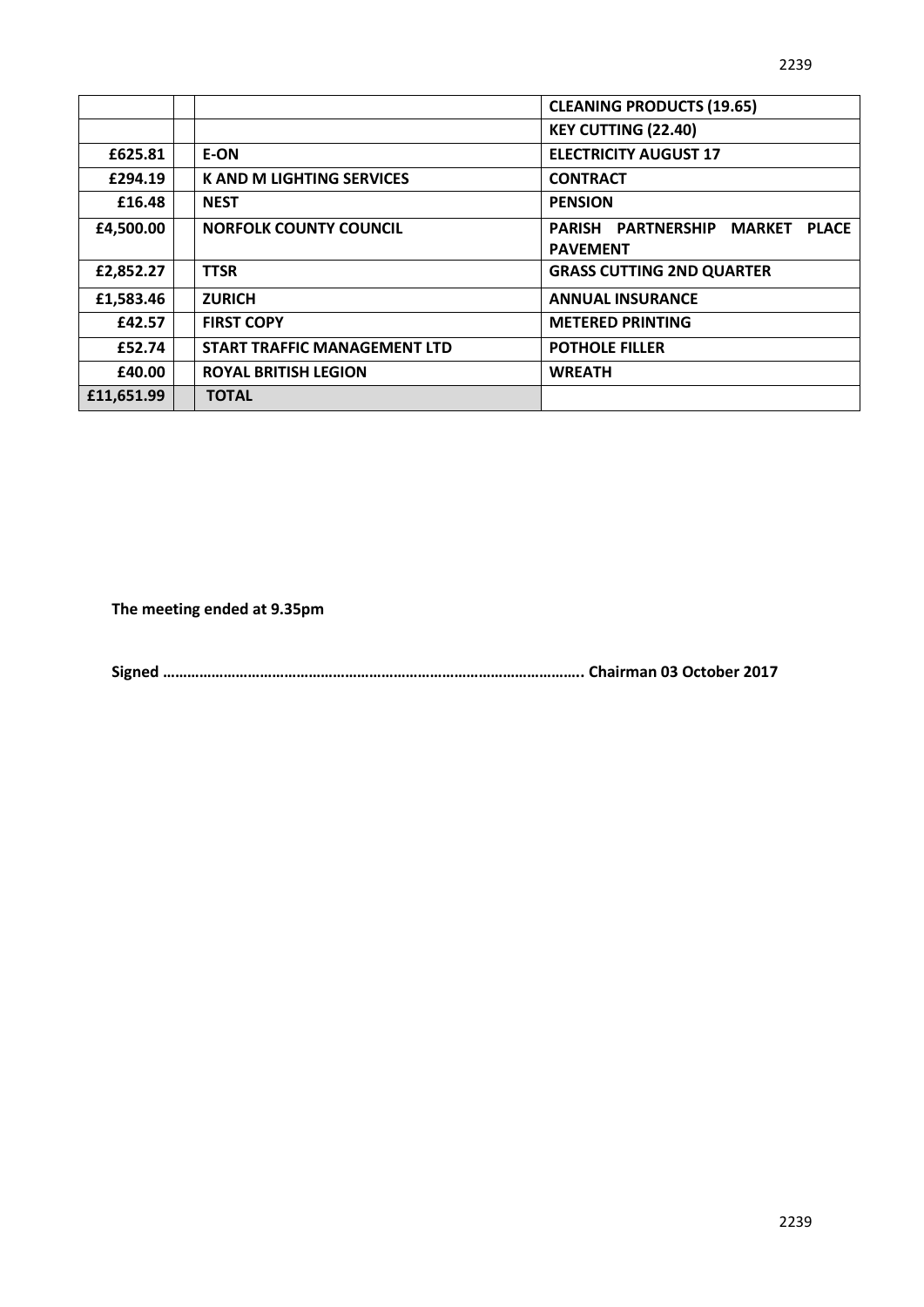| | | | |
|---|---|---|---|
| | | | **CLEANING PRODUCTS (19.65)** |
| | | | **KEY CUTTING (22.40)** |
| **£625.81** | | **E-ON** | **ELECTRICITY AUGUST 17** |
| **£294.19** | | **K AND M LIGHTING SERVICES** | **CONTRACT** |
| **£16.48** | | **NEST** | **PENSION** |
| **£4,500.00** | | **NORFOLK COUNTY COUNCIL** | **PARISH PARTNERSHIP MARKET PLACE PAVEMENT** |
| **£2,852.27** | | **TTSR** | **GRASS CUTTING 2ND QUARTER** |
| **£1,583.46** | | **ZURICH** | **ANNUAL INSURANCE** |
| **£42.57** | | **FIRST COPY** | **METERED PRINTING** |
| **£52.74** | | **START TRAFFIC MANAGEMENT LTD** | **POTHOLE FILLER** |
| **£40.00** | | **ROYAL BRITISH LEGION** | **WREATH** |
| **£11,651.99** | | **TOTAL** | |

**The meeting ended at 9.35pm**

**Signed ………………………………………………………………………………………….. Chairman 03 October 2017**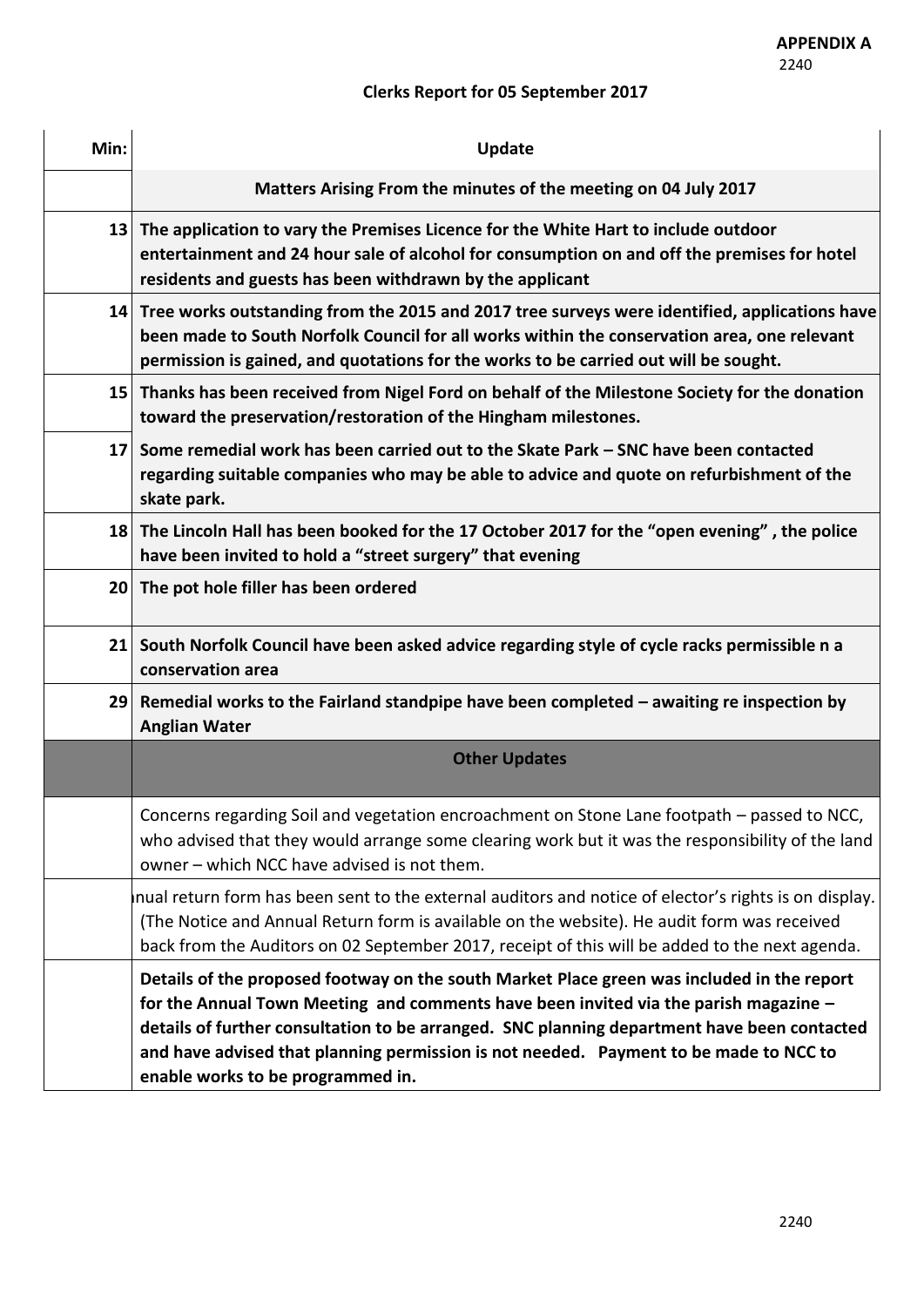**APPENDIX A**

2240

**Clerks Report for 05 September 2017**

| Min: | Update |
|---|---|
| | **Matters Arising From the minutes of the meeting on 04 July 2017** |
| 13 | **The application to vary the Premises Licence for the White Hart to include outdoor entertainment and 24 hour sale of alcohol for consumption on and off the premises for hotel residents and guests has been withdrawn by the applicant** |
| 14 | **Tree works outstanding from the 2015 and 2017 tree surveys were identified, applications have been made to South Norfolk Council for all works within the conservation area, one relevant permission is gained, and quotations for the works to be carried out will be sought.** |
| 15 | **Thanks has been received from Nigel Ford on behalf of the Milestone Society for the donation toward the preservation/restoration of the Hingham milestones.** |
| 17 | **Some remedial work has been carried out to the Skate Park – SNC have been contacted regarding suitable companies who may be able to advice and quote on refurbishment of the skate park.** |
| 18 | **The Lincoln Hall has been booked for the 17 October 2017 for the "open evening" , the police have been invited to hold a "street surgery" that evening** |
| 20 | **The pot hole filler has been ordered** |
| 21 | **South Norfolk Council have been asked advice regarding style of cycle racks permissible n a conservation area** |
| 29 | **Remedial works to the Fairland standpipe have been completed – awaiting re inspection by Anglian Water** |
| | **Other Updates** |
| | Concerns regarding Soil and vegetation encroachment on Stone Lane footpath – passed to NCC, who advised that they would arrange some clearing work but it was the responsibility of the land owner – which NCC have advised is not them. |
| | nual return form has been sent to the external auditors and notice of elector's rights is on display. (The Notice and Annual Return form is available on the website). He audit form was received back from the Auditors on 02 September 2017, receipt of this will be added to the next agenda. |
| | **Details of the proposed footway on the south Market Place green was included in the report for the Annual Town Meeting and comments have been invited via the parish magazine – details of further consultation to be arranged. SNC planning department have been contacted and have advised that planning permission is not needed. Payment to be made to NCC to enable works to be programmed in.** |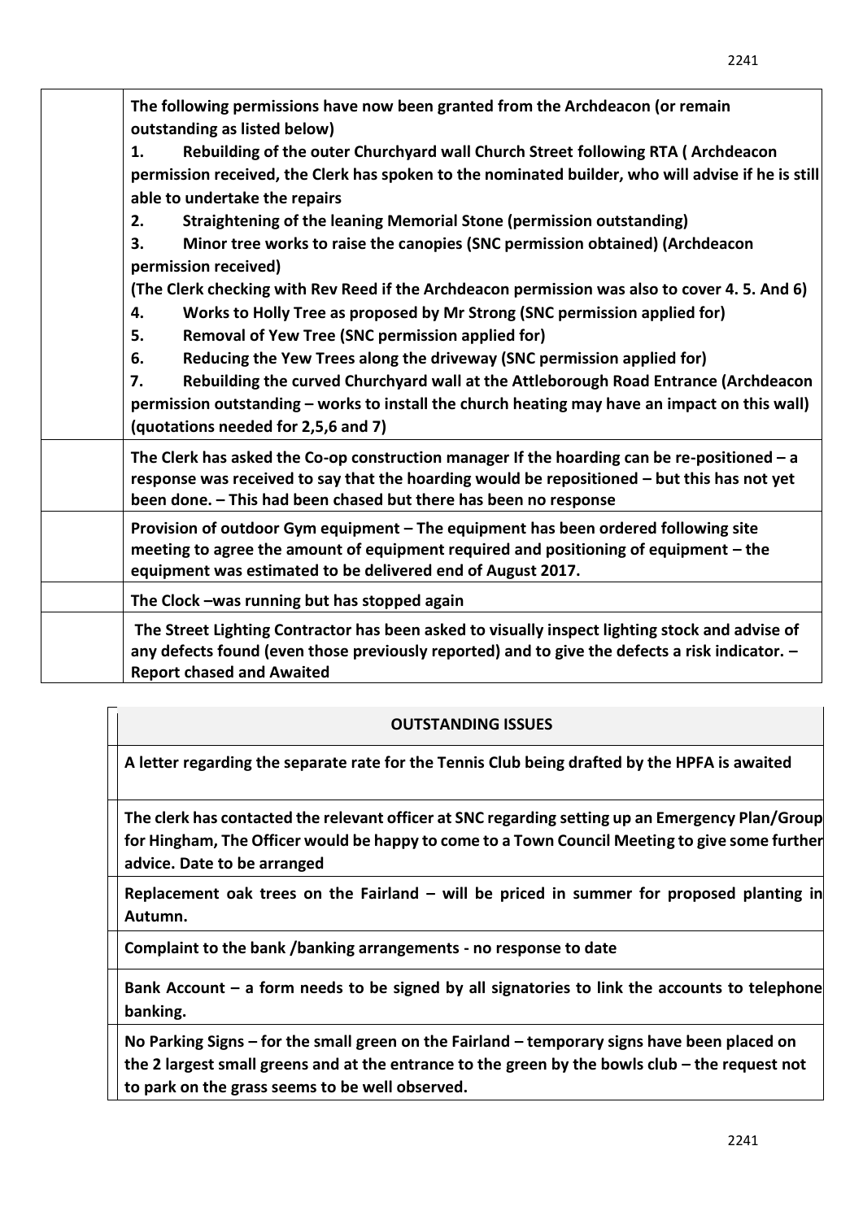| | |
|---|---|
| | **The following permissions have now been granted from the Archdeacon (or remain outstanding as listed below)**<br>**1. Rebuilding of the outer Churchyard wall Church Street following RTA ( Archdeacon permission received, the Clerk has spoken to the nominated builder, who will advise if he is still able to undertake the repairs**<br>**2. Straightening of the leaning Memorial Stone (permission outstanding)**<br>**3. Minor tree works to raise the canopies (SNC permission obtained) (Archdeacon permission received)**<br>**(The Clerk checking with Rev Reed if the Archdeacon permission was also to cover 4. 5. And 6)**<br>**4. Works to Holly Tree as proposed by Mr Strong (SNC permission applied for)**<br>**5. Removal of Yew Tree (SNC permission applied for)**<br>**6. Reducing the Yew Trees along the driveway (SNC permission applied for)**<br>**7. Rebuilding the curved Churchyard wall at the Attleborough Road Entrance (Archdeacon permission outstanding – works to install the church heating may have an impact on this wall) (quotations needed for 2,5,6 and 7)** |
| | **The Clerk has asked the Co-op construction manager If the hoarding can be re-positioned – a response was received to say that the hoarding would be repositioned – but this has not yet been done. – This had been chased but there has been no response** |
| | **Provision of outdoor Gym equipment – The equipment has been ordered following site meeting to agree the amount of equipment required and positioning of equipment – the equipment was estimated to be delivered end of August 2017.** |
| | **The Clock –was running but has stopped again** |
| | **The Street Lighting Contractor has been asked to visually inspect lighting stock and advise of any defects found (even those previously reported) and to give the defects a risk indicator. – Report chased and Awaited** |

| **OUTSTANDING ISSUES** |
|---|
| **A letter regarding the separate rate for the Tennis Club being drafted by the HPFA is awaited** |
| **The clerk has contacted the relevant officer at SNC regarding setting up an Emergency Plan/Group for Hingham, The Officer would be happy to come to a Town Council Meeting to give some further advice. Date to be arranged** |
| **Replacement oak trees on the Fairland – will be priced in summer for proposed planting in Autumn.** |
| **Complaint to the bank /banking arrangements - no response to date** |
| **Bank Account – a form needs to be signed by all signatories to link the accounts to telephone banking.** |
| **No Parking Signs – for the small green on the Fairland – temporary signs have been placed on the 2 largest small greens and at the entrance to the green by the bowls club – the request not to park on the grass seems to be well observed.** |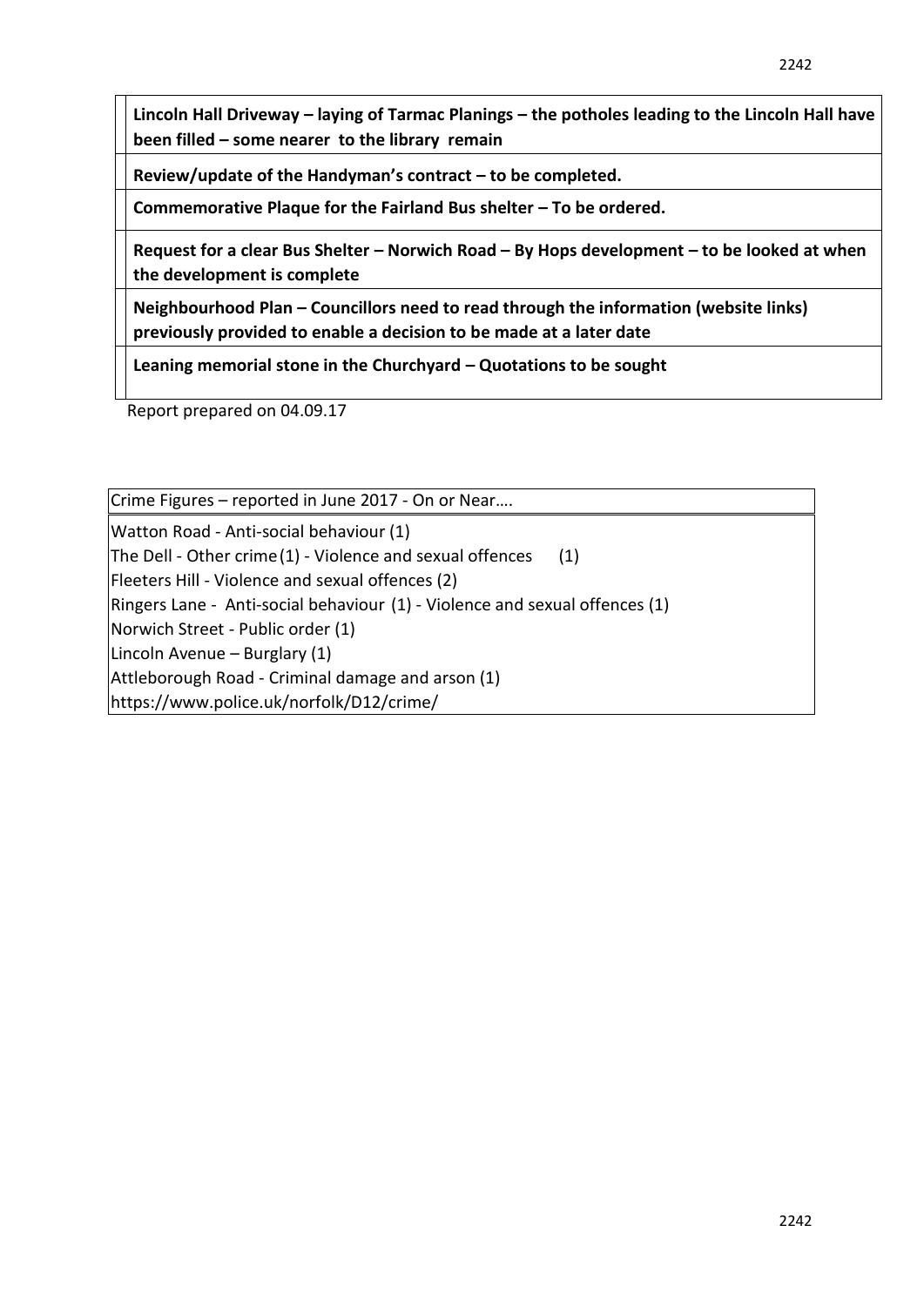| |
|---|
| **Lincoln Hall Driveway – laying of Tarmac Planings – the potholes leading to the Lincoln Hall have been filled – some nearer to the library remain** |
| **Review/update of the Handyman's contract – to be completed.** |
| **Commemorative Plaque for the Fairland Bus shelter – To be ordered.** |
| **Request for a clear Bus Shelter – Norwich Road – By Hops development – to be looked at when the development is complete** |
| **Neighbourhood Plan – Councillors need to read through the information (website links) previously provided to enable a decision to be made at a later date** |
| **Leaning memorial stone in the Churchyard – Quotations to be sought** |

Report prepared on 04.09.17

| Crime Figures – reported in June 2017 - On or Near…. |
|---|
| Watton Road - Anti-social behaviour (1)<br>The Dell - Other crime (1) - Violence and sexual offences (1)<br>Fleeters Hill - Violence and sexual offences (2)<br>Ringers Lane - Anti-social behaviour (1) - Violence and sexual offences (1)<br>Norwich Street - Public order (1)<br>Lincoln Avenue – Burglary (1)<br>Attleborough Road - Criminal damage and arson (1)<br>https://www.police.uk/norfolk/D12/crime/ |